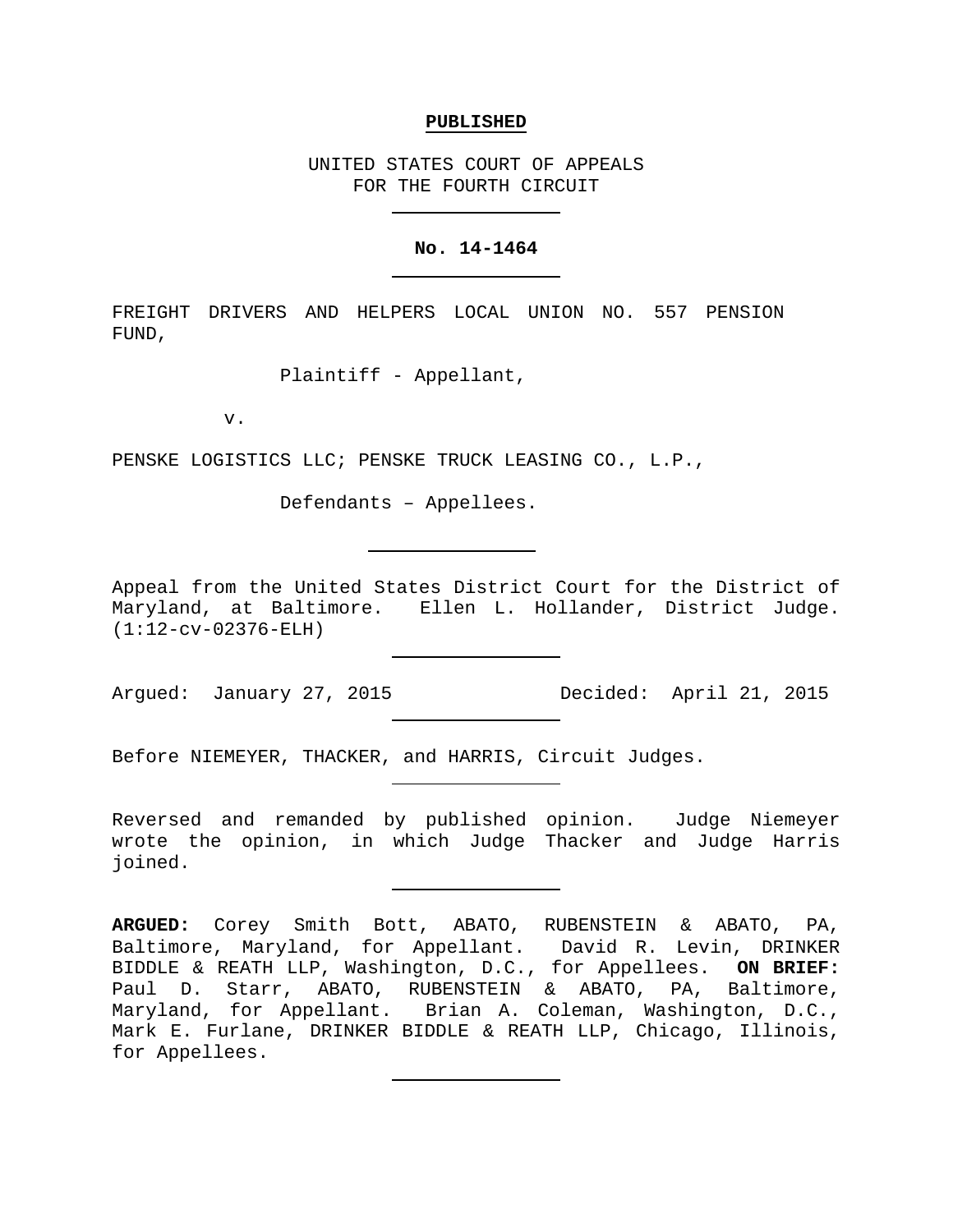**PUBLISHED**

UNITED STATES COURT OF APPEALS
FOR THE FOURTH CIRCUIT

---

**No. 14-1464**

---

FREIGHT DRIVERS AND HELPERS LOCAL UNION NO. 557 PENSION FUND,

Plaintiff - Appellant,

v.

PENSKE LOGISTICS LLC; PENSKE TRUCK LEASING CO., L.P.,

Defendants – Appellees.

---

Appeal from the United States District Court for the District of Maryland, at Baltimore. Ellen L. Hollander, District Judge. (1:12-cv-02376-ELH)

---

Argued: January 27, 2015 Decided: April 21, 2015

---

Before NIEMEYER, THACKER, and HARRIS, Circuit Judges.

---

Reversed and remanded by published opinion. Judge Niemeyer wrote the opinion, in which Judge Thacker and Judge Harris joined.

---

**ARGUED:** Corey Smith Bott, ABATO, RUBENSTEIN & ABATO, PA, Baltimore, Maryland, for Appellant. David R. Levin, DRINKER BIDDLE & REATH LLP, Washington, D.C., for Appellees. **ON BRIEF:** Paul D. Starr, ABATO, RUBENSTEIN & ABATO, PA, Baltimore, Maryland, for Appellant. Brian A. Coleman, Washington, D.C., Mark E. Furlane, DRINKER BIDDLE & REATH LLP, Chicago, Illinois, for Appellees.

---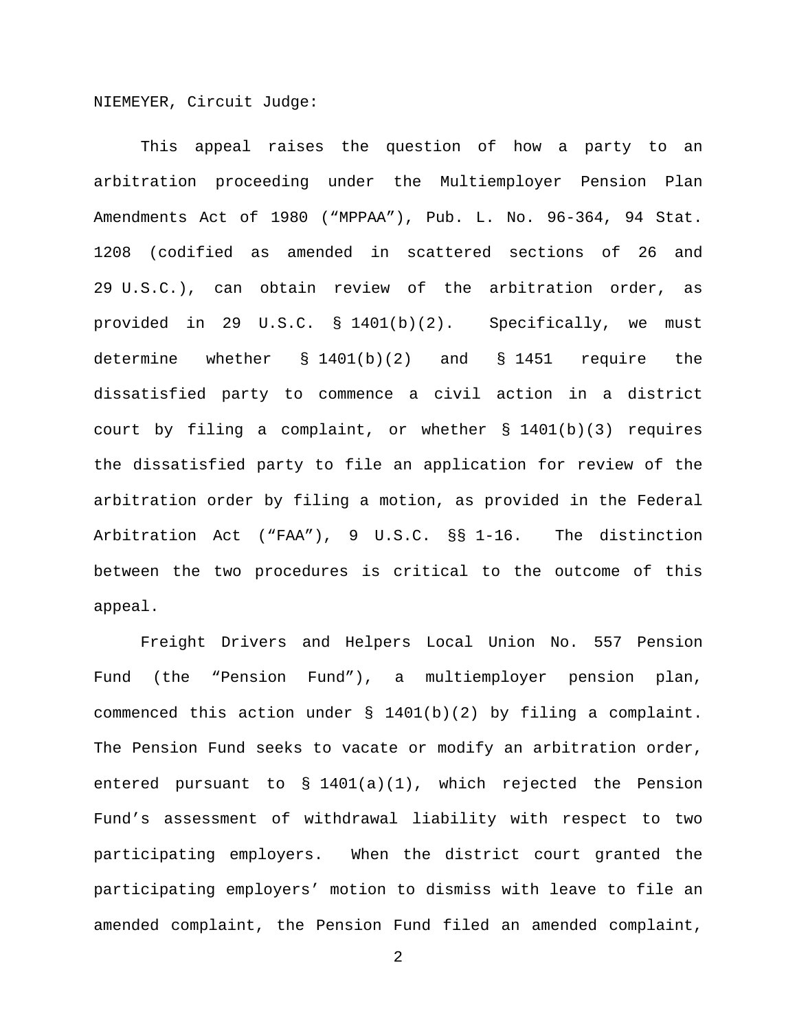NIEMEYER, Circuit Judge:

This appeal raises the question of how a party to an arbitration proceeding under the Multiemployer Pension Plan Amendments Act of 1980 ("MPPAA"), Pub. L. No. 96-364, 94 Stat. 1208 (codified as amended in scattered sections of 26 and 29 U.S.C.), can obtain review of the arbitration order, as provided in 29 U.S.C. § 1401(b)(2). Specifically, we must determine whether § 1401(b)(2) and § 1451 require the dissatisfied party to commence a civil action in a district court by filing a complaint, or whether § 1401(b)(3) requires the dissatisfied party to file an application for review of the arbitration order by filing a motion, as provided in the Federal Arbitration Act ("FAA"), 9 U.S.C. §§ 1-16. The distinction between the two procedures is critical to the outcome of this appeal.

Freight Drivers and Helpers Local Union No. 557 Pension Fund (the "Pension Fund"), a multiemployer pension plan, commenced this action under § 1401(b)(2) by filing a complaint. The Pension Fund seeks to vacate or modify an arbitration order, entered pursuant to § 1401(a)(1), which rejected the Pension Fund's assessment of withdrawal liability with respect to two participating employers. When the district court granted the participating employers' motion to dismiss with leave to file an amended complaint, the Pension Fund filed an amended complaint,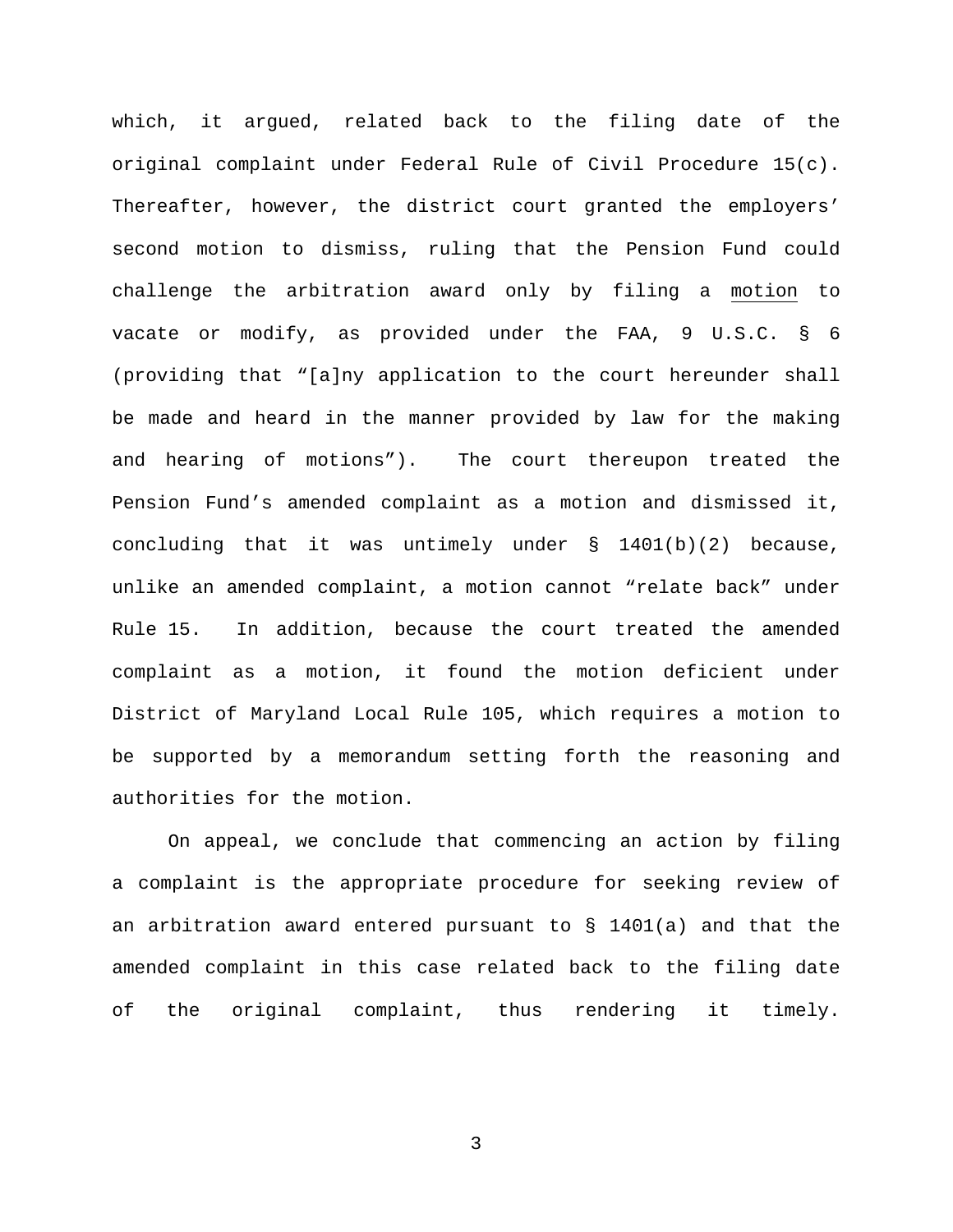which, it argued, related back to the filing date of the original complaint under Federal Rule of Civil Procedure 15(c). Thereafter, however, the district court granted the employers' second motion to dismiss, ruling that the Pension Fund could challenge the arbitration award only by filing a <u>motion</u> to vacate or modify, as provided under the FAA, 9 U.S.C. § 6 (providing that "[a]ny application to the court hereunder shall be made and heard in the manner provided by law for the making and hearing of motions"). The court thereupon treated the Pension Fund's amended complaint as a motion and dismissed it, concluding that it was untimely under § 1401(b)(2) because, unlike an amended complaint, a motion cannot "relate back" under Rule 15. In addition, because the court treated the amended complaint as a motion, it found the motion deficient under District of Maryland Local Rule 105, which requires a motion to be supported by a memorandum setting forth the reasoning and authorities for the motion.

On appeal, we conclude that commencing an action by filing a complaint is the appropriate procedure for seeking review of an arbitration award entered pursuant to § 1401(a) and that the amended complaint in this case related back to the filing date of the original complaint, thus rendering it timely.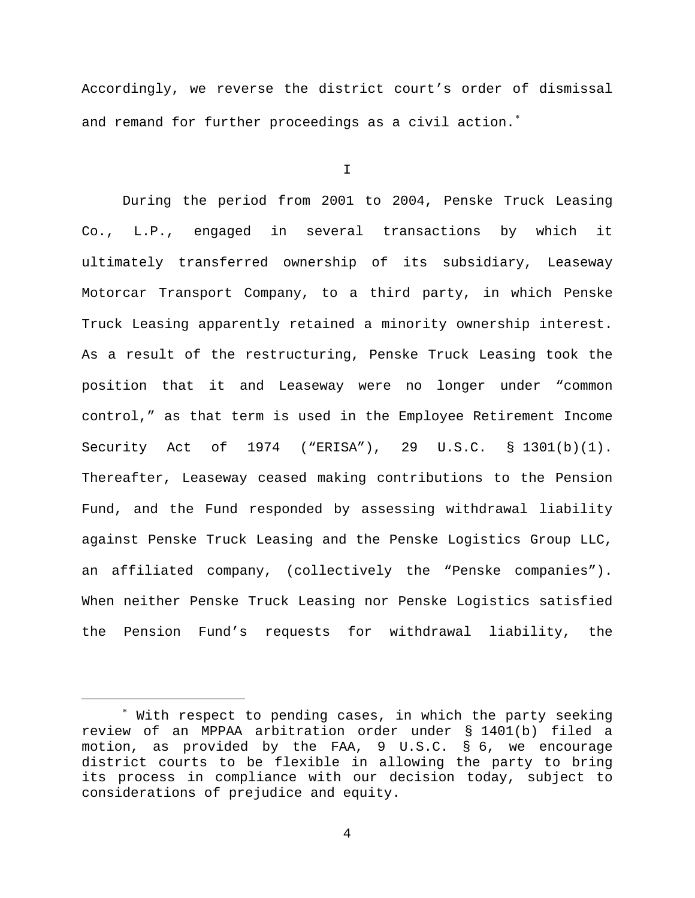Accordingly, we reverse the district court's order of dismissal and remand for further proceedings as a civil action.[*]

I

During the period from 2001 to 2004, Penske Truck Leasing Co., L.P., engaged in several transactions by which it ultimately transferred ownership of its subsidiary, Leaseway Motorcar Transport Company, to a third party, in which Penske Truck Leasing apparently retained a minority ownership interest. As a result of the restructuring, Penske Truck Leasing took the position that it and Leaseway were no longer under "common control," as that term is used in the Employee Retirement Income Security Act of 1974 ("ERISA"), 29 U.S.C. § 1301(b)(1). Thereafter, Leaseway ceased making contributions to the Pension Fund, and the Fund responded by assessing withdrawal liability against Penske Truck Leasing and the Penske Logistics Group LLC, an affiliated company, (collectively the "Penske companies"). When neither Penske Truck Leasing nor Penske Logistics satisfied the Pension Fund's requests for withdrawal liability, the

---

[*] With respect to pending cases, in which the party seeking review of an MPPAA arbitration order under § 1401(b) filed a motion, as provided by the FAA, 9 U.S.C. § 6, we encourage district courts to be flexible in allowing the party to bring its process in compliance with our decision today, subject to considerations of prejudice and equity.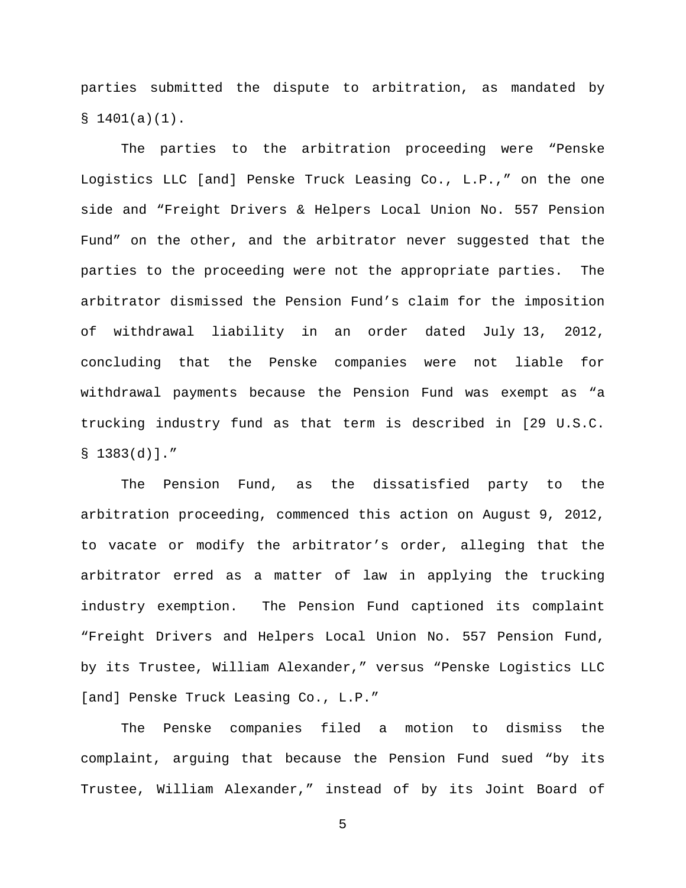parties submitted the dispute to arbitration, as mandated by § 1401(a)(1).

The parties to the arbitration proceeding were "Penske Logistics LLC [and] Penske Truck Leasing Co., L.P.," on the one side and "Freight Drivers & Helpers Local Union No. 557 Pension Fund" on the other, and the arbitrator never suggested that the parties to the proceeding were not the appropriate parties. The arbitrator dismissed the Pension Fund's claim for the imposition of withdrawal liability in an order dated July 13, 2012, concluding that the Penske companies were not liable for withdrawal payments because the Pension Fund was exempt as "a trucking industry fund as that term is described in [29 U.S.C. § 1383(d)]."

The Pension Fund, as the dissatisfied party to the arbitration proceeding, commenced this action on August 9, 2012, to vacate or modify the arbitrator's order, alleging that the arbitrator erred as a matter of law in applying the trucking industry exemption. The Pension Fund captioned its complaint "Freight Drivers and Helpers Local Union No. 557 Pension Fund, by its Trustee, William Alexander," versus "Penske Logistics LLC [and] Penske Truck Leasing Co., L.P."

The Penske companies filed a motion to dismiss the complaint, arguing that because the Pension Fund sued "by its Trustee, William Alexander," instead of by its Joint Board of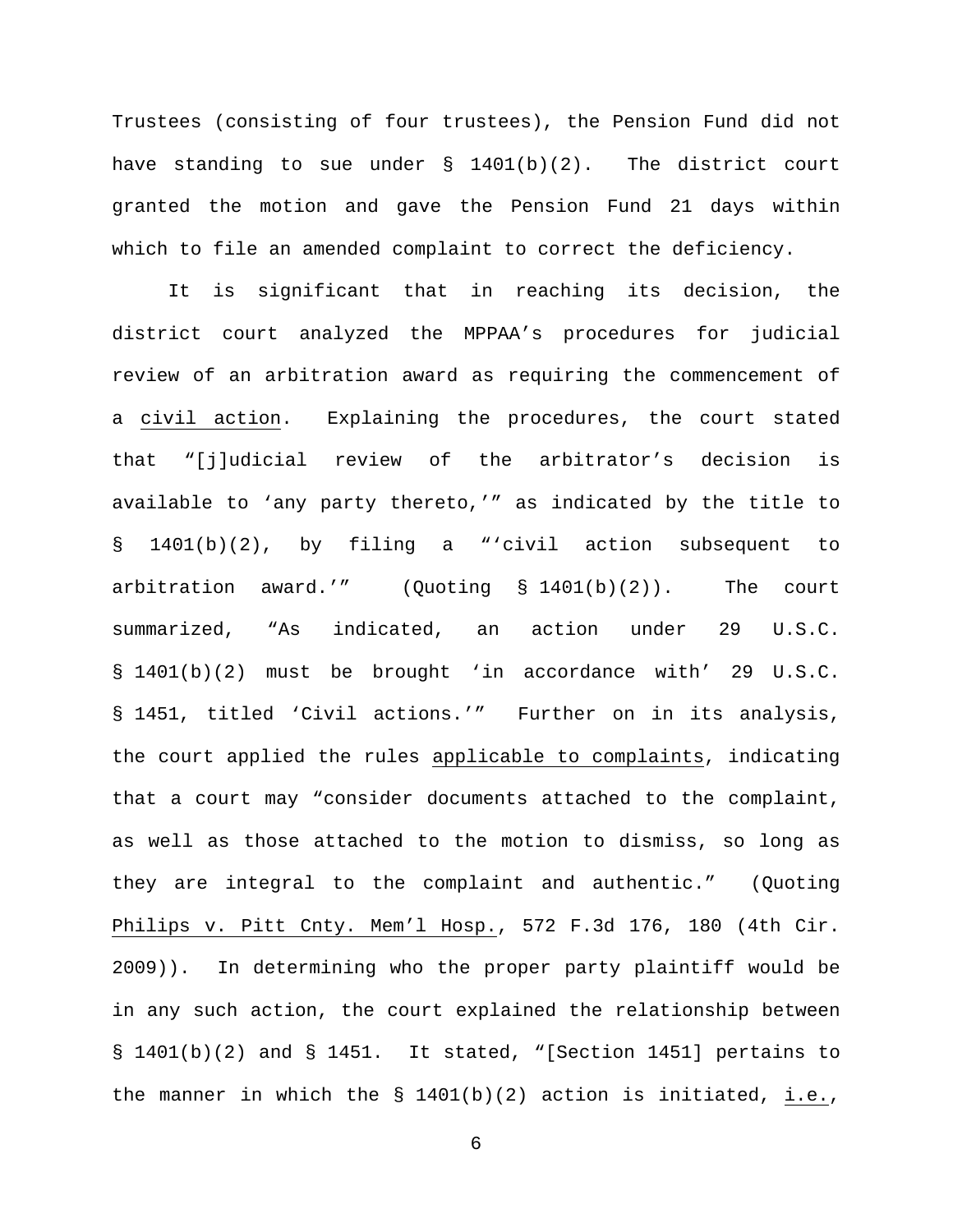Trustees (consisting of four trustees), the Pension Fund did not have standing to sue under § 1401(b)(2). The district court granted the motion and gave the Pension Fund 21 days within which to file an amended complaint to correct the deficiency.

It is significant that in reaching its decision, the district court analyzed the MPPAA's procedures for judicial review of an arbitration award as requiring the commencement of a _civil action_. Explaining the procedures, the court stated that "[j]udicial review of the arbitrator's decision is available to 'any party thereto,'" as indicated by the title to § 1401(b)(2), by filing a "'civil action subsequent to arbitration award.'" (Quoting § 1401(b)(2)). The court summarized, "As indicated, an action under 29 U.S.C. § 1401(b)(2) must be brought 'in accordance with' 29 U.S.C. § 1451, titled 'Civil actions.'" Further on in its analysis, the court applied the rules _applicable to complaints_, indicating that a court may "consider documents attached to the complaint, as well as those attached to the motion to dismiss, so long as they are integral to the complaint and authentic." (Quoting _Philips v. Pitt Cnty. Mem'l Hosp._, 572 F.3d 176, 180 (4th Cir. 2009)). In determining who the proper party plaintiff would be in any such action, the court explained the relationship between § 1401(b)(2) and § 1451. It stated, "[Section 1451] pertains to the manner in which the § 1401(b)(2) action is initiated, _i.e._,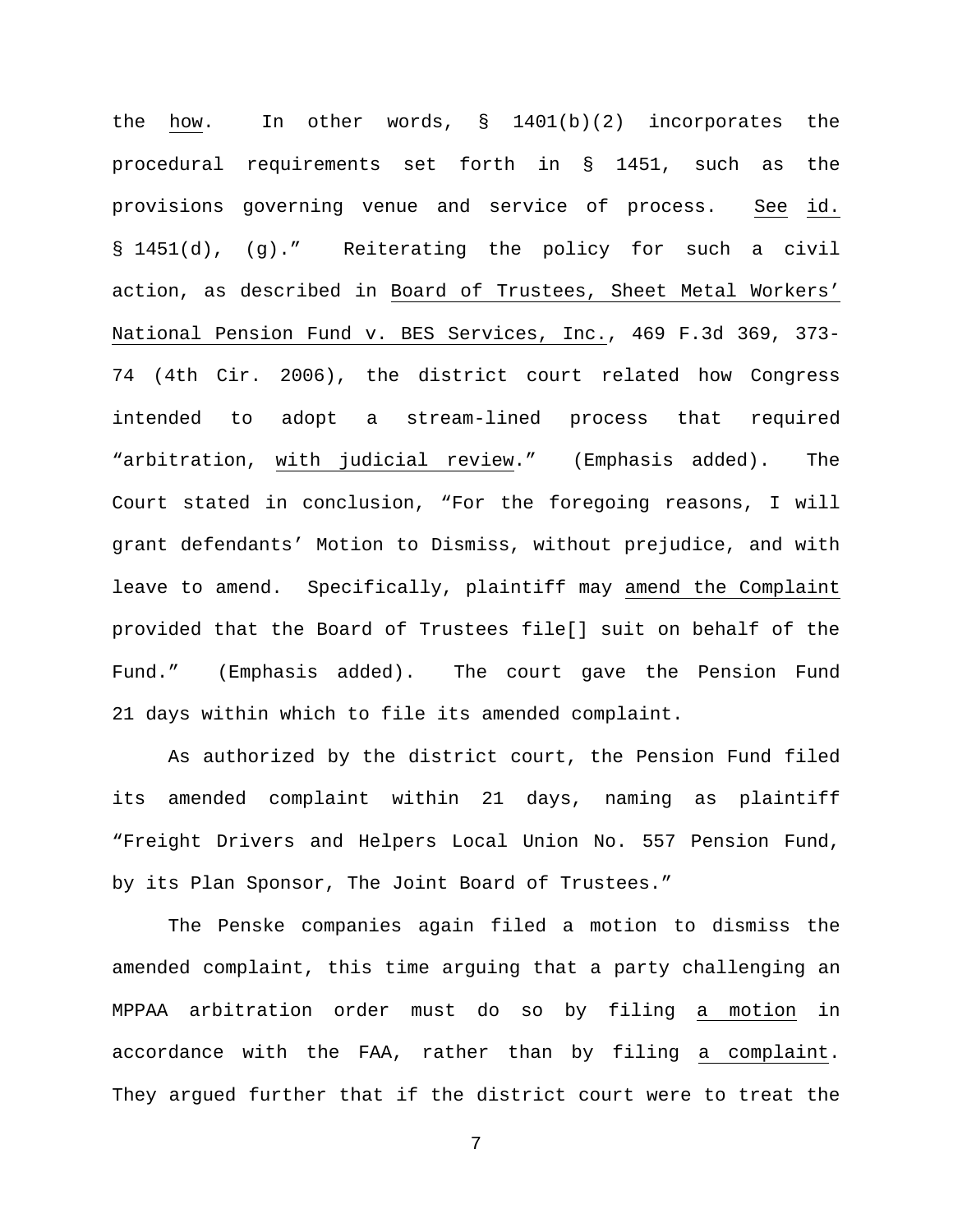the how. In other words, § 1401(b)(2) incorporates the procedural requirements set forth in § 1451, such as the provisions governing venue and service of process. See id. § 1451(d), (g)." Reiterating the policy for such a civil action, as described in Board of Trustees, Sheet Metal Workers' National Pension Fund v. BES Services, Inc., 469 F.3d 369, 373-74 (4th Cir. 2006), the district court related how Congress intended to adopt a stream-lined process that required "arbitration, with judicial review." (Emphasis added). The Court stated in conclusion, "For the foregoing reasons, I will grant defendants' Motion to Dismiss, without prejudice, and with leave to amend. Specifically, plaintiff may amend the Complaint provided that the Board of Trustees file[] suit on behalf of the Fund." (Emphasis added). The court gave the Pension Fund 21 days within which to file its amended complaint.

As authorized by the district court, the Pension Fund filed its amended complaint within 21 days, naming as plaintiff "Freight Drivers and Helpers Local Union No. 557 Pension Fund, by its Plan Sponsor, The Joint Board of Trustees."

The Penske companies again filed a motion to dismiss the amended complaint, this time arguing that a party challenging an MPPAA arbitration order must do so by filing a motion in accordance with the FAA, rather than by filing a complaint. They argued further that if the district court were to treat the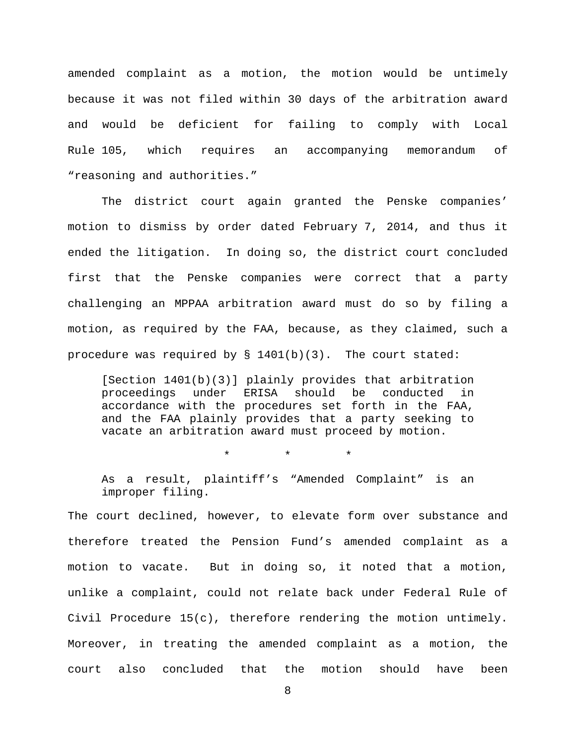amended complaint as a motion, the motion would be untimely because it was not filed within 30 days of the arbitration award and would be deficient for failing to comply with Local Rule 105, which requires an accompanying memorandum of "reasoning and authorities."

The district court again granted the Penske companies' motion to dismiss by order dated February 7, 2014, and thus it ended the litigation. In doing so, the district court concluded first that the Penske companies were correct that a party challenging an MPPAA arbitration award must do so by filing a motion, as required by the FAA, because, as they claimed, such a procedure was required by § 1401(b)(3). The court stated:

> [Section 1401(b)(3)] plainly provides that arbitration proceedings under ERISA should be conducted in accordance with the procedures set forth in the FAA, and the FAA plainly provides that a party seeking to vacate an arbitration award must proceed by motion.
>
> \*        \*        \*
>
> As a result, plaintiff's "Amended Complaint" is an improper filing.

The court declined, however, to elevate form over substance and therefore treated the Pension Fund's amended complaint as a motion to vacate. But in doing so, it noted that a motion, unlike a complaint, could not relate back under Federal Rule of Civil Procedure 15(c), therefore rendering the motion untimely. Moreover, in treating the amended complaint as a motion, the court also concluded that the motion should have been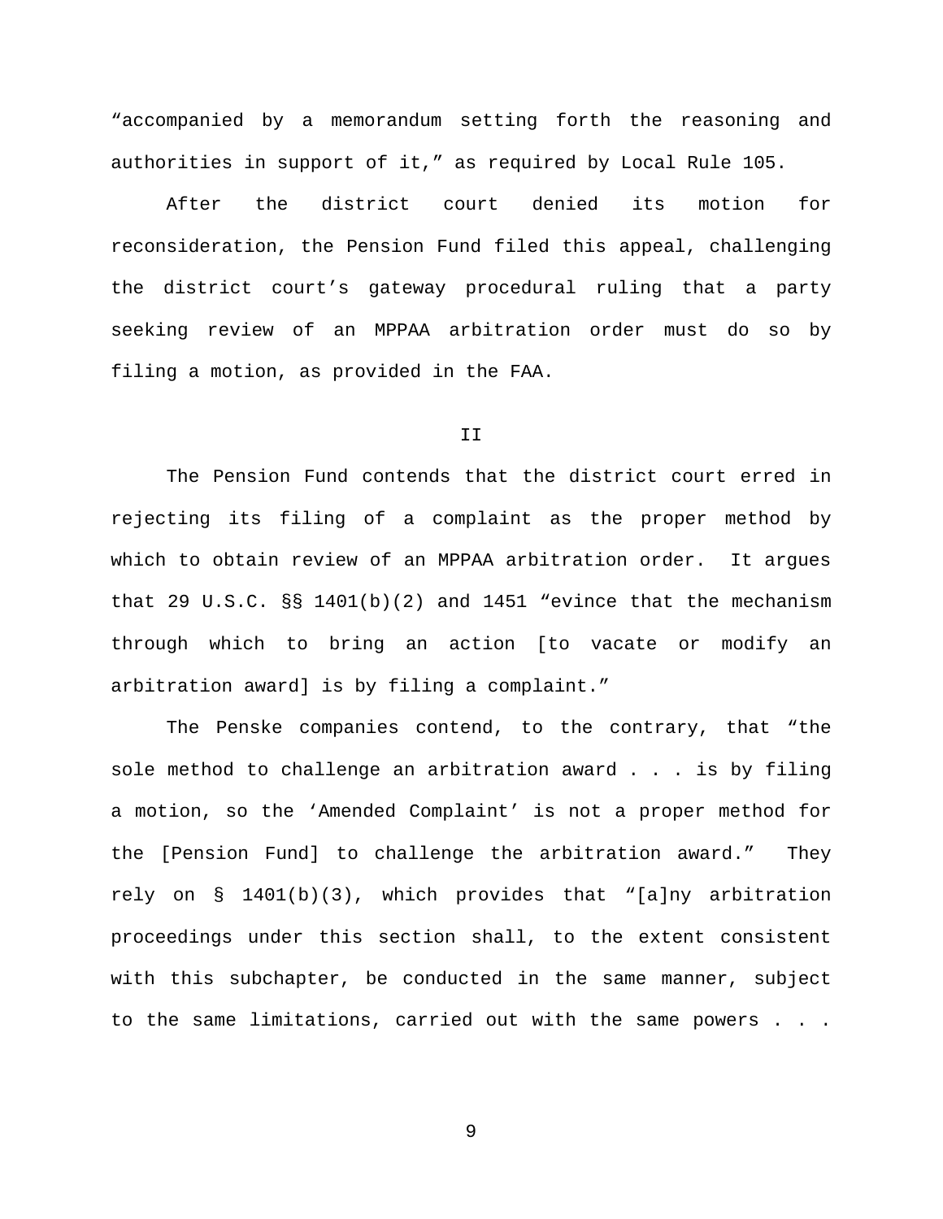"accompanied by a memorandum setting forth the reasoning and authorities in support of it," as required by Local Rule 105.

After the district court denied its motion for reconsideration, the Pension Fund filed this appeal, challenging the district court's gateway procedural ruling that a party seeking review of an MPPAA arbitration order must do so by filing a motion, as provided in the FAA.

## II

The Pension Fund contends that the district court erred in rejecting its filing of a complaint as the proper method by which to obtain review of an MPPAA arbitration order. It argues that 29 U.S.C. §§ 1401(b)(2) and 1451 "evince that the mechanism through which to bring an action [to vacate or modify an arbitration award] is by filing a complaint."

The Penske companies contend, to the contrary, that "the sole method to challenge an arbitration award . . . is by filing a motion, so the 'Amended Complaint' is not a proper method for the [Pension Fund] to challenge the arbitration award." They rely on § 1401(b)(3), which provides that "[a]ny arbitration proceedings under this section shall, to the extent consistent with this subchapter, be conducted in the same manner, subject to the same limitations, carried out with the same powers . . .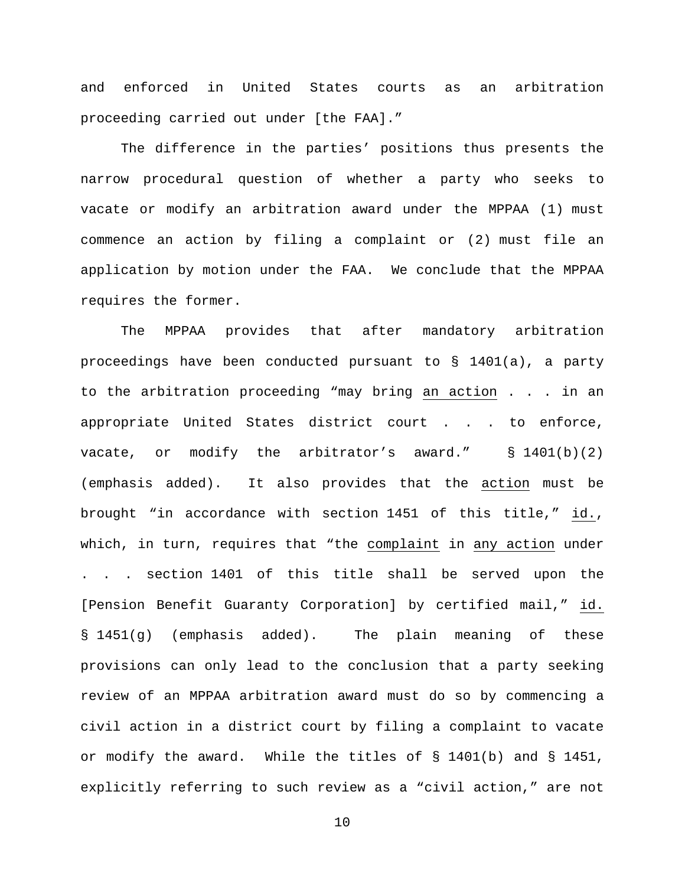and enforced in United States courts as an arbitration proceeding carried out under [the FAA]."

The difference in the parties' positions thus presents the narrow procedural question of whether a party who seeks to vacate or modify an arbitration award under the MPPAA (1) must commence an action by filing a complaint or (2) must file an application by motion under the FAA. We conclude that the MPPAA requires the former.

The MPPAA provides that after mandatory arbitration proceedings have been conducted pursuant to § 1401(a), a party to the arbitration proceeding "may bring an action . . . in an appropriate United States district court . . . to enforce, vacate, or modify the arbitrator's award." § 1401(b)(2) (emphasis added). It also provides that the action must be brought "in accordance with section 1451 of this title," id., which, in turn, requires that "the complaint in any action under . . . section 1401 of this title shall be served upon the [Pension Benefit Guaranty Corporation] by certified mail," id. § 1451(g) (emphasis added). The plain meaning of these provisions can only lead to the conclusion that a party seeking review of an MPPAA arbitration award must do so by commencing a civil action in a district court by filing a complaint to vacate or modify the award. While the titles of § 1401(b) and § 1451, explicitly referring to such review as a "civil action," are not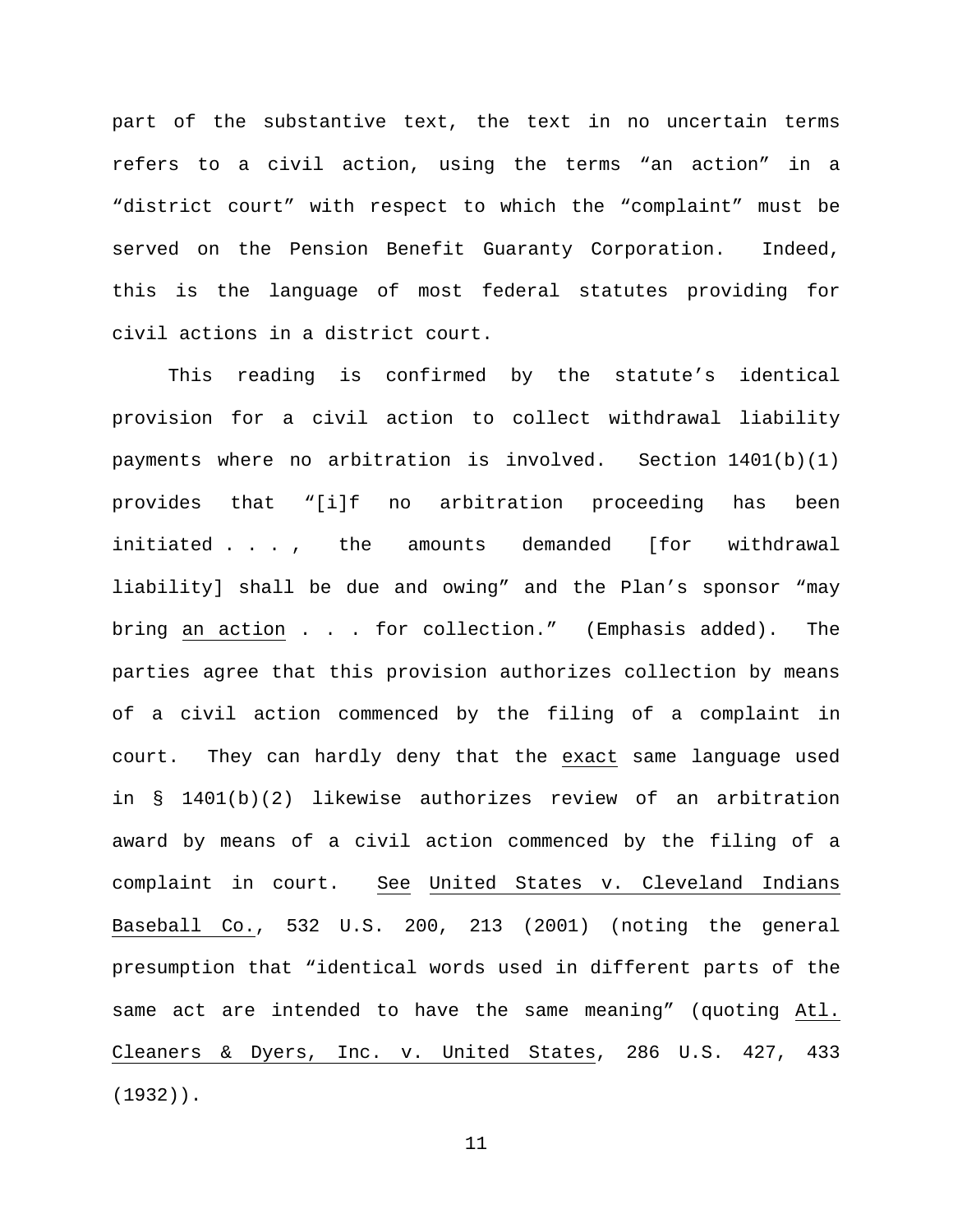part of the substantive text, the text in no uncertain terms refers to a civil action, using the terms "an action" in a "district court" with respect to which the "complaint" must be served on the Pension Benefit Guaranty Corporation. Indeed, this is the language of most federal statutes providing for civil actions in a district court.

This reading is confirmed by the statute's identical provision for a civil action to collect withdrawal liability payments where no arbitration is involved. Section 1401(b)(1) provides that "[i]f no arbitration proceeding has been initiated . . . , the amounts demanded [for withdrawal liability] shall be due and owing" and the Plan's sponsor "may bring an action . . . for collection." (Emphasis added). The parties agree that this provision authorizes collection by means of a civil action commenced by the filing of a complaint in court. They can hardly deny that the exact same language used in § 1401(b)(2) likewise authorizes review of an arbitration award by means of a civil action commenced by the filing of a complaint in court. See United States v. Cleveland Indians Baseball Co., 532 U.S. 200, 213 (2001) (noting the general presumption that "identical words used in different parts of the same act are intended to have the same meaning" (quoting Atl. Cleaners & Dyers, Inc. v. United States, 286 U.S. 427, 433 (1932)).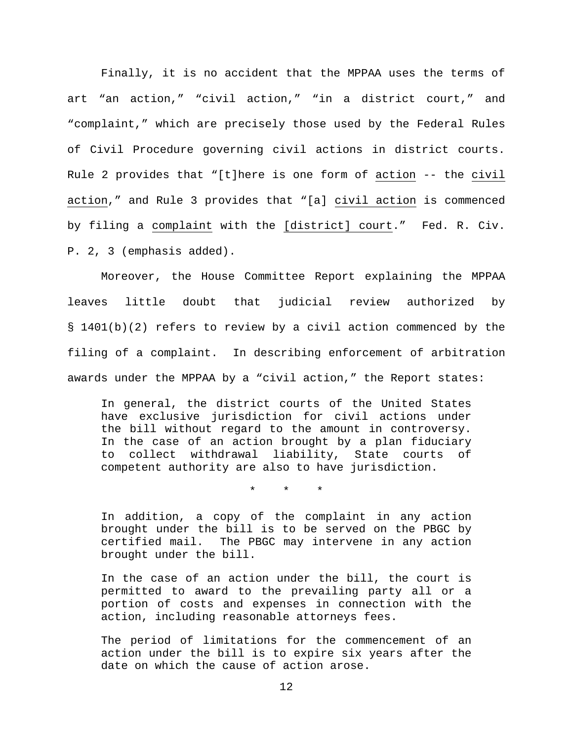Finally, it is no accident that the MPPAA uses the terms of art "an action," "civil action," "in a district court," and "complaint," which are precisely those used by the Federal Rules of Civil Procedure governing civil actions in district courts. Rule 2 provides that "[t]here is one form of <u>action</u> -- the <u>civil action</u>," and Rule 3 provides that "[a] <u>civil action</u> is commenced by filing a <u>complaint</u> with the <u>[district] court</u>." Fed. R. Civ. P. 2, 3 (emphasis added).

Moreover, the House Committee Report explaining the MPPAA leaves little doubt that judicial review authorized by § 1401(b)(2) refers to review by a civil action commenced by the filing of a complaint. In describing enforcement of arbitration awards under the MPPAA by a "civil action," the Report states:

> In general, the district courts of the United States have exclusive jurisdiction for civil actions under the bill without regard to the amount in controversy. In the case of an action brought by a plan fiduciary to collect withdrawal liability, State courts of competent authority are also to have jurisdiction.
>
> \* \* \*
>
> In addition, a copy of the complaint in any action brought under the bill is to be served on the PBGC by certified mail. The PBGC may intervene in any action brought under the bill.
>
> In the case of an action under the bill, the court is permitted to award to the prevailing party all or a portion of costs and expenses in connection with the action, including reasonable attorneys fees.
>
> The period of limitations for the commencement of an action under the bill is to expire six years after the date on which the cause of action arose.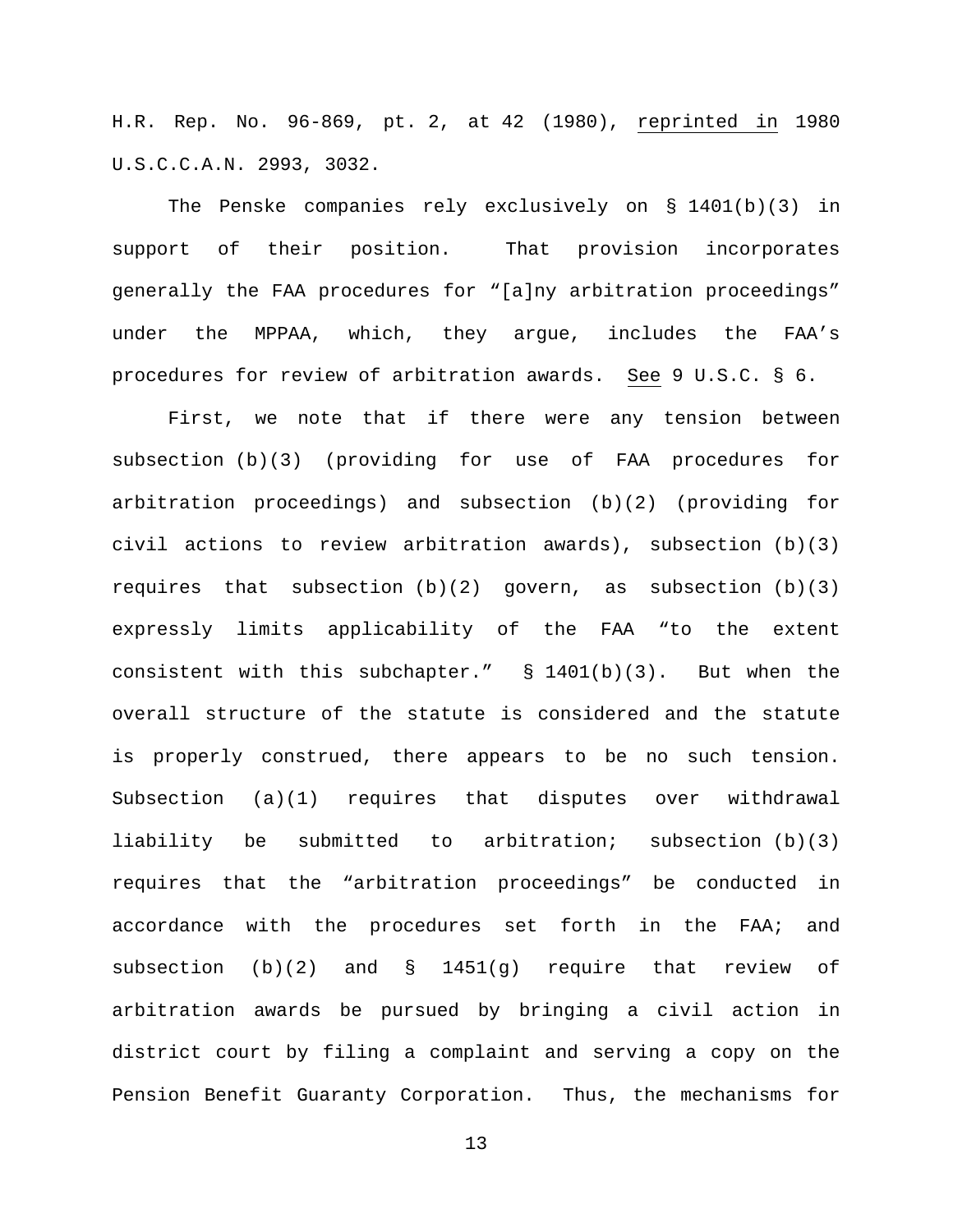H.R. Rep. No. 96-869, pt. 2, at 42 (1980), reprinted in 1980 U.S.C.C.A.N. 2993, 3032.

The Penske companies rely exclusively on § 1401(b)(3) in support of their position. That provision incorporates generally the FAA procedures for "[a]ny arbitration proceedings" under the MPPAA, which, they argue, includes the FAA's procedures for review of arbitration awards. See 9 U.S.C. § 6.

First, we note that if there were any tension between subsection (b)(3) (providing for use of FAA procedures for arbitration proceedings) and subsection (b)(2) (providing for civil actions to review arbitration awards), subsection (b)(3) requires that subsection (b)(2) govern, as subsection (b)(3) expressly limits applicability of the FAA "to the extent consistent with this subchapter." § 1401(b)(3). But when the overall structure of the statute is considered and the statute is properly construed, there appears to be no such tension. Subsection (a)(1) requires that disputes over withdrawal liability be submitted to arbitration; subsection (b)(3) requires that the "arbitration proceedings" be conducted in accordance with the procedures set forth in the FAA; and subsection (b)(2) and § 1451(g) require that review of arbitration awards be pursued by bringing a civil action in district court by filing a complaint and serving a copy on the Pension Benefit Guaranty Corporation. Thus, the mechanisms for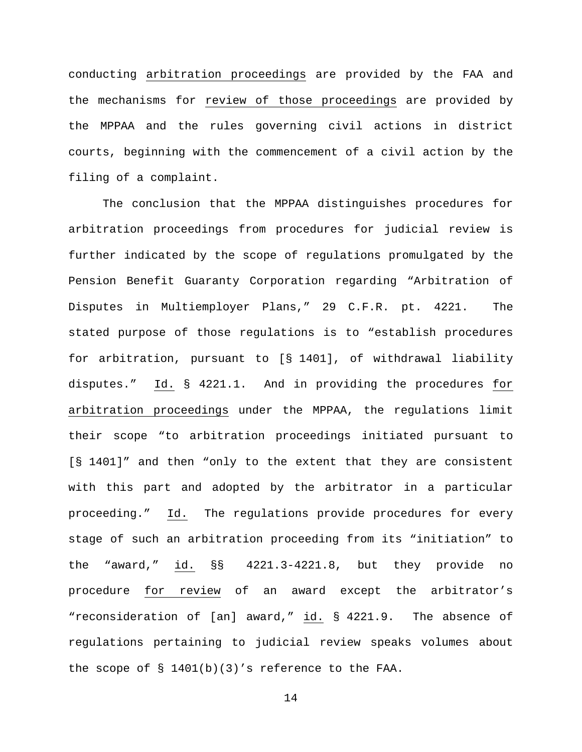conducting _arbitration proceedings_ are provided by the FAA and the mechanisms for _review of those proceedings_ are provided by the MPPAA and the rules governing civil actions in district courts, beginning with the commencement of a civil action by the filing of a complaint.

The conclusion that the MPPAA distinguishes procedures for arbitration proceedings from procedures for judicial review is further indicated by the scope of regulations promulgated by the Pension Benefit Guaranty Corporation regarding "Arbitration of Disputes in Multiemployer Plans," 29 C.F.R. pt. 4221. The stated purpose of those regulations is to "establish procedures for arbitration, pursuant to [§ 1401], of withdrawal liability disputes." _Id._ § 4221.1. And in providing the procedures _for arbitration proceedings_ under the MPPAA, the regulations limit their scope "to arbitration proceedings initiated pursuant to [§ 1401]" and then "only to the extent that they are consistent with this part and adopted by the arbitrator in a particular proceeding." _Id._ The regulations provide procedures for every stage of such an arbitration proceeding from its "initiation" to the "award," _id._ §§ 4221.3-4221.8, but they provide no procedure _for review_ of an award except the arbitrator's "reconsideration of [an] award," _id._ § 4221.9. The absence of regulations pertaining to judicial review speaks volumes about the scope of § 1401(b)(3)'s reference to the FAA.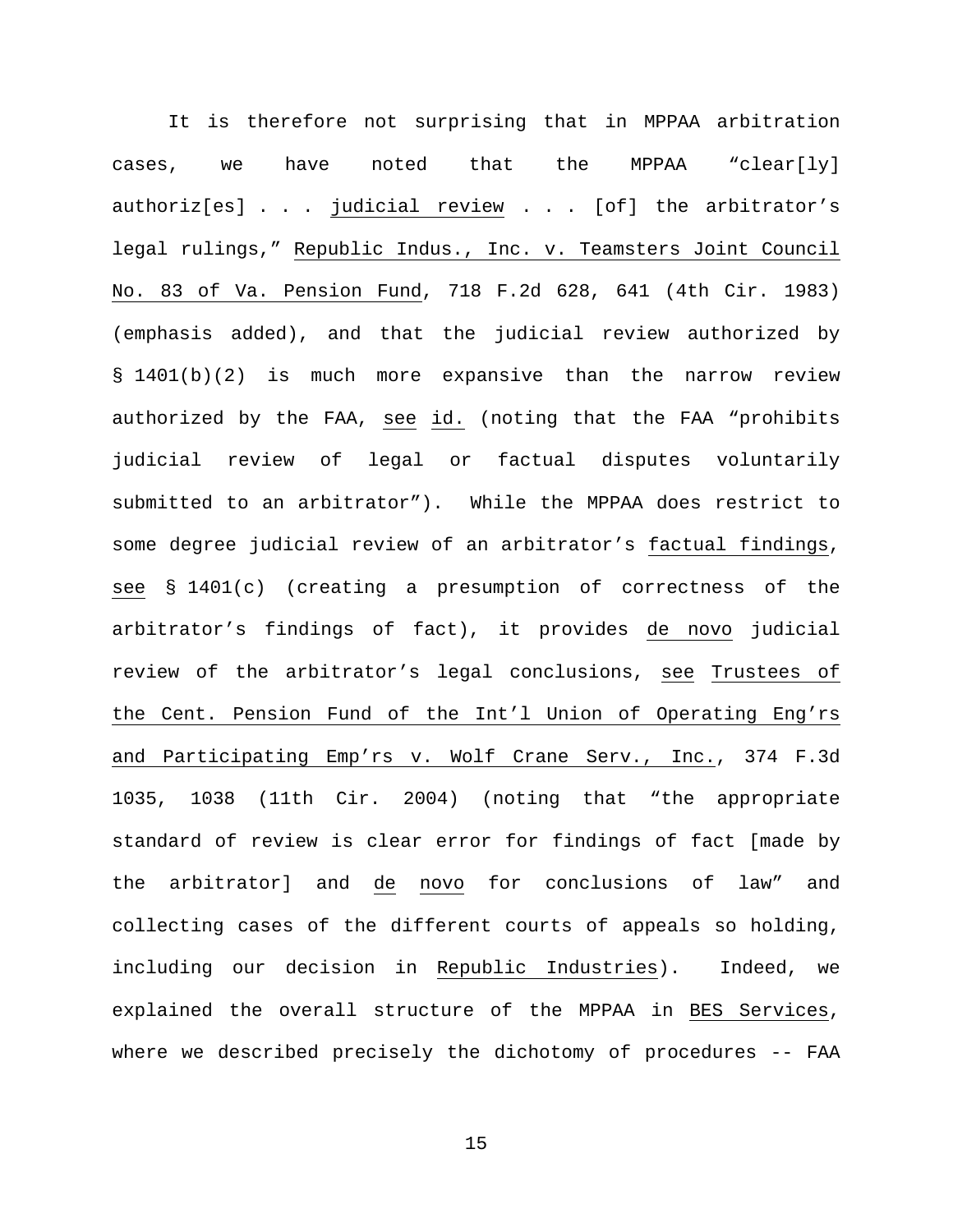It is therefore not surprising that in MPPAA arbitration cases, we have noted that the MPPAA "clear[ly] authoriz[es] . . . _judicial review_ . . . [of] the arbitrator's legal rulings," _Republic Indus., Inc. v. Teamsters Joint Council No. 83 of Va. Pension Fund_, 718 F.2d 628, 641 (4th Cir. 1983) (emphasis added), and that the judicial review authorized by § 1401(b)(2) is much more expansive than the narrow review authorized by the FAA, _see_ _id._ (noting that the FAA "prohibits judicial review of legal or factual disputes voluntarily submitted to an arbitrator"). While the MPPAA does restrict to some degree judicial review of an arbitrator's _factual findings_, _see_ § 1401(c) (creating a presumption of correctness of the arbitrator's findings of fact), it provides _de novo_ judicial review of the arbitrator's legal conclusions, _see_ _Trustees of the Cent. Pension Fund of the Int'l Union of Operating Eng'rs and Participating Emp'rs v. Wolf Crane Serv., Inc._, 374 F.3d 1035, 1038 (11th Cir. 2004) (noting that "the appropriate standard of review is clear error for findings of fact [made by the arbitrator] and _de novo_ for conclusions of law" and collecting cases of the different courts of appeals so holding, including our decision in _Republic Industries_). Indeed, we explained the overall structure of the MPPAA in _BES Services_, where we described precisely the dichotomy of procedures -- FAA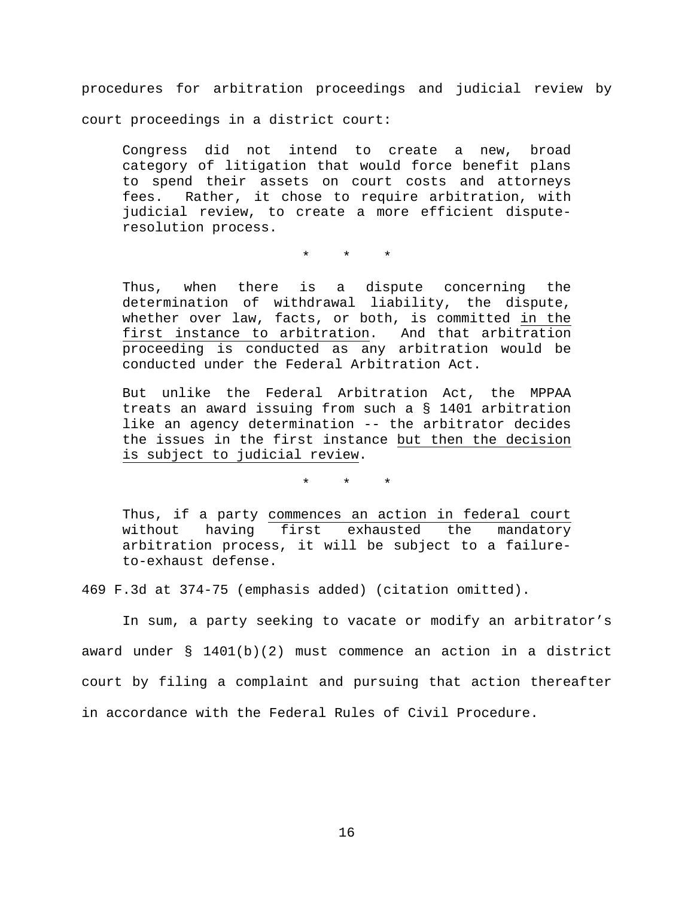procedures for arbitration proceedings and judicial review by court proceedings in a district court:

> Congress did not intend to create a new, broad category of litigation that would force benefit plans to spend their assets on court costs and attorneys fees. Rather, it chose to require arbitration, with judicial review, to create a more efficient dispute-resolution process.
>
> \* \* \*
>
> Thus, when there is a dispute concerning the determination of withdrawal liability, the dispute, whether over law, facts, or both, is committed <u>in the first instance to arbitration</u>. And that arbitration proceeding is conducted as any arbitration would be conducted under the Federal Arbitration Act.
>
> But unlike the Federal Arbitration Act, the MPPAA treats an award issuing from such a § 1401 arbitration like an agency determination -- the arbitrator decides the issues in the first instance <u>but then the decision is subject to judicial review</u>.
>
> \* \* \*
>
> Thus, if a party <u>commences an action in federal court</u> without having first exhausted the mandatory arbitration process, it will be subject to a failure-to-exhaust defense.

469 F.3d at 374-75 (emphasis added) (citation omitted).

In sum, a party seeking to vacate or modify an arbitrator's award under § 1401(b)(2) must commence an action in a district court by filing a complaint and pursuing that action thereafter in accordance with the Federal Rules of Civil Procedure.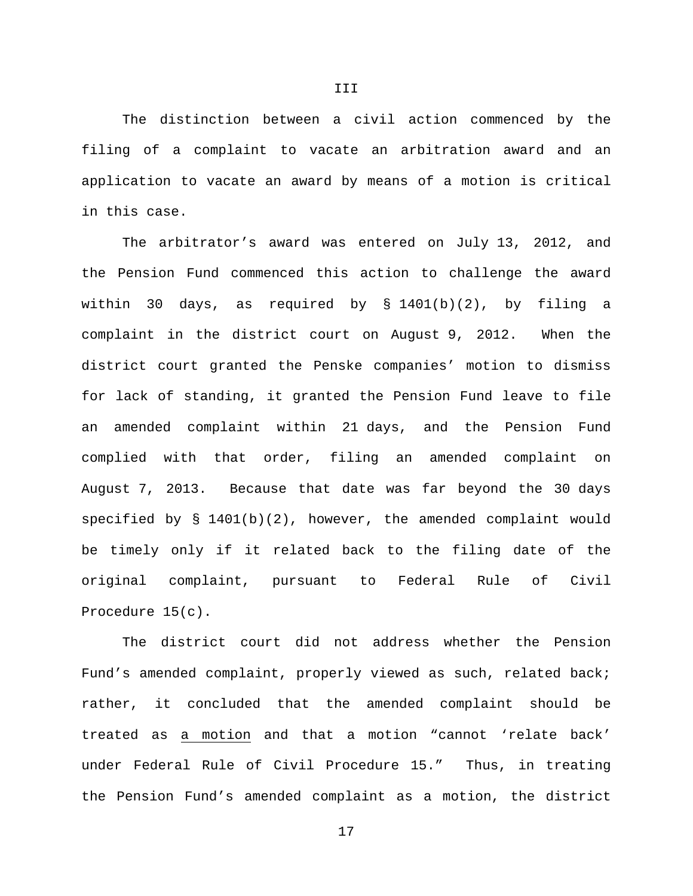III

The distinction between a civil action commenced by the filing of a complaint to vacate an arbitration award and an application to vacate an award by means of a motion is critical in this case.

The arbitrator's award was entered on July 13, 2012, and the Pension Fund commenced this action to challenge the award within 30 days, as required by § 1401(b)(2), by filing a complaint in the district court on August 9, 2012. When the district court granted the Penske companies' motion to dismiss for lack of standing, it granted the Pension Fund leave to file an amended complaint within 21 days, and the Pension Fund complied with that order, filing an amended complaint on August 7, 2013. Because that date was far beyond the 30 days specified by § 1401(b)(2), however, the amended complaint would be timely only if it related back to the filing date of the original complaint, pursuant to Federal Rule of Civil Procedure 15(c).

The district court did not address whether the Pension Fund's amended complaint, properly viewed as such, related back; rather, it concluded that the amended complaint should be treated as <u>a motion</u> and that a motion "cannot 'relate back' under Federal Rule of Civil Procedure 15." Thus, in treating the Pension Fund's amended complaint as a motion, the district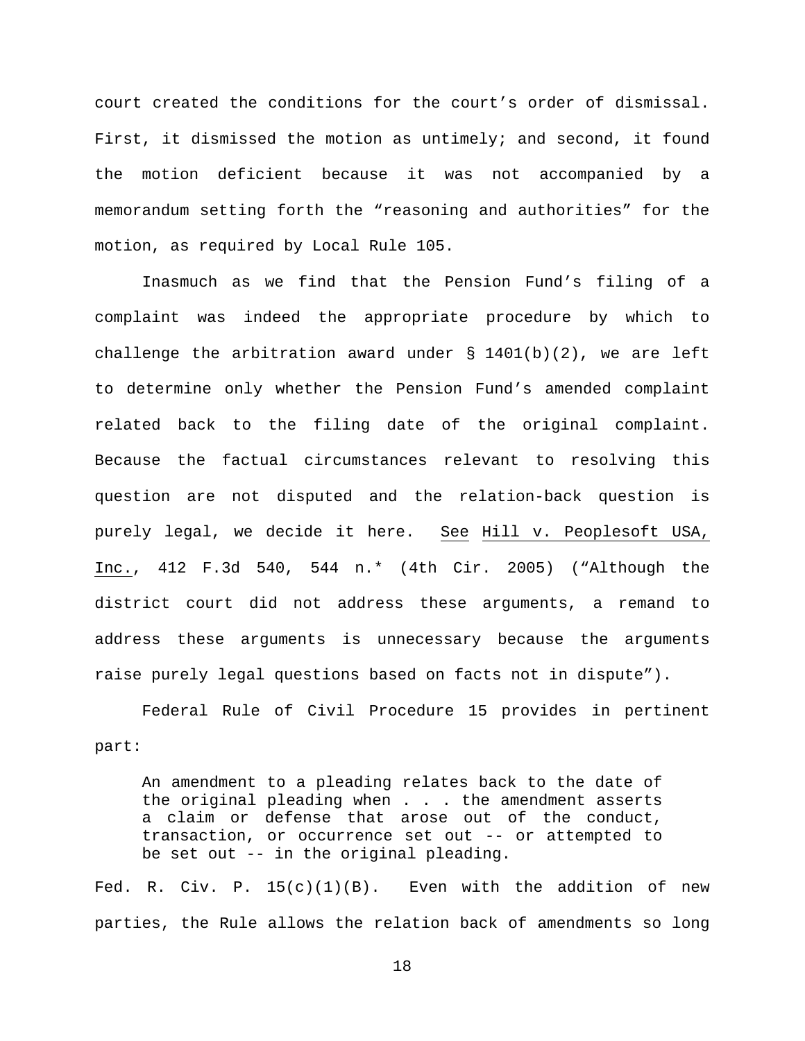court created the conditions for the court's order of dismissal. First, it dismissed the motion as untimely; and second, it found the motion deficient because it was not accompanied by a memorandum setting forth the "reasoning and authorities" for the motion, as required by Local Rule 105.

Inasmuch as we find that the Pension Fund's filing of a complaint was indeed the appropriate procedure by which to challenge the arbitration award under § 1401(b)(2), we are left to determine only whether the Pension Fund's amended complaint related back to the filing date of the original complaint. Because the factual circumstances relevant to resolving this question are not disputed and the relation-back question is purely legal, we decide it here. See Hill v. Peoplesoft USA, Inc., 412 F.3d 540, 544 n.* (4th Cir. 2005) ("Although the district court did not address these arguments, a remand to address these arguments is unnecessary because the arguments raise purely legal questions based on facts not in dispute").

Federal Rule of Civil Procedure 15 provides in pertinent part:

> An amendment to a pleading relates back to the date of the original pleading when . . . the amendment asserts a claim or defense that arose out of the conduct, transaction, or occurrence set out -- or attempted to be set out -- in the original pleading.

Fed. R. Civ. P. 15(c)(1)(B). Even with the addition of new parties, the Rule allows the relation back of amendments so long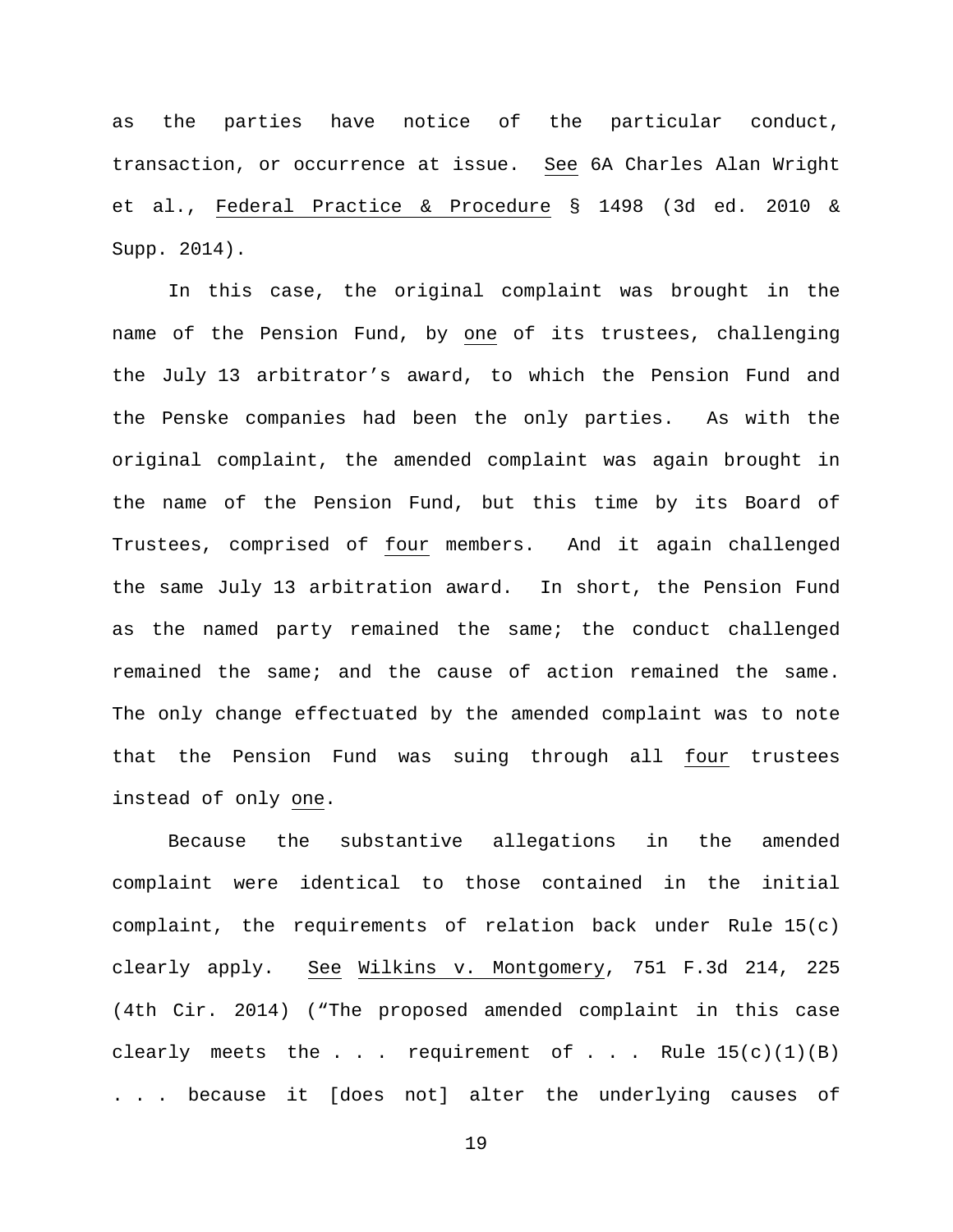as the parties have notice of the particular conduct, transaction, or occurrence at issue. See 6A Charles Alan Wright et al., Federal Practice & Procedure § 1498 (3d ed. 2010 & Supp. 2014).

In this case, the original complaint was brought in the name of the Pension Fund, by one of its trustees, challenging the July 13 arbitrator's award, to which the Pension Fund and the Penske companies had been the only parties. As with the original complaint, the amended complaint was again brought in the name of the Pension Fund, but this time by its Board of Trustees, comprised of four members. And it again challenged the same July 13 arbitration award. In short, the Pension Fund as the named party remained the same; the conduct challenged remained the same; and the cause of action remained the same. The only change effectuated by the amended complaint was to note that the Pension Fund was suing through all four trustees instead of only one.

Because the substantive allegations in the amended complaint were identical to those contained in the initial complaint, the requirements of relation back under Rule 15(c) clearly apply. See Wilkins v. Montgomery, 751 F.3d 214, 225 (4th Cir. 2014) ("The proposed amended complaint in this case clearly meets the . . . requirement of . . . Rule 15(c)(1)(B) . . . because it [does not] alter the underlying causes of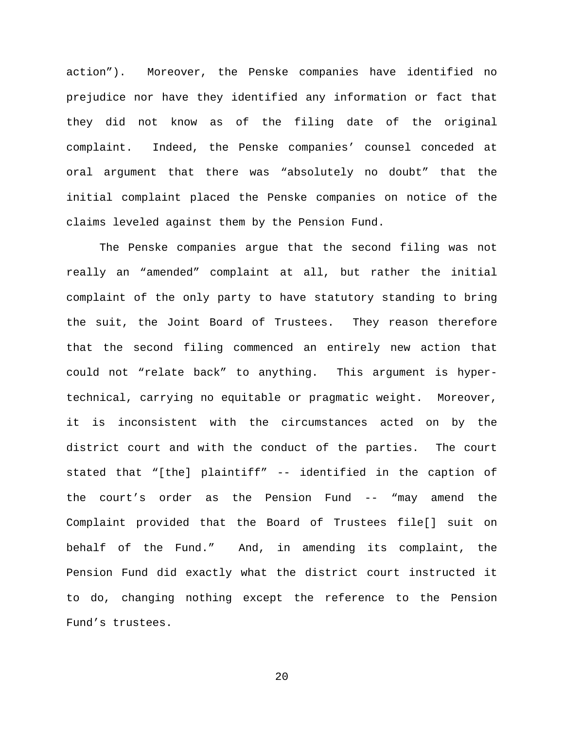action”). Moreover, the Penske companies have identified no prejudice nor have they identified any information or fact that they did not know as of the filing date of the original complaint. Indeed, the Penske companies’ counsel conceded at oral argument that there was “absolutely no doubt” that the initial complaint placed the Penske companies on notice of the claims leveled against them by the Pension Fund.

The Penske companies argue that the second filing was not really an “amended” complaint at all, but rather the initial complaint of the only party to have statutory standing to bring the suit, the Joint Board of Trustees. They reason therefore that the second filing commenced an entirely new action that could not “relate back” to anything. This argument is hyper-technical, carrying no equitable or pragmatic weight. Moreover, it is inconsistent with the circumstances acted on by the district court and with the conduct of the parties. The court stated that “[the] plaintiff” -- identified in the caption of the court’s order as the Pension Fund -- “may amend the Complaint provided that the Board of Trustees file[] suit on behalf of the Fund.” And, in amending its complaint, the Pension Fund did exactly what the district court instructed it to do, changing nothing except the reference to the Pension Fund’s trustees.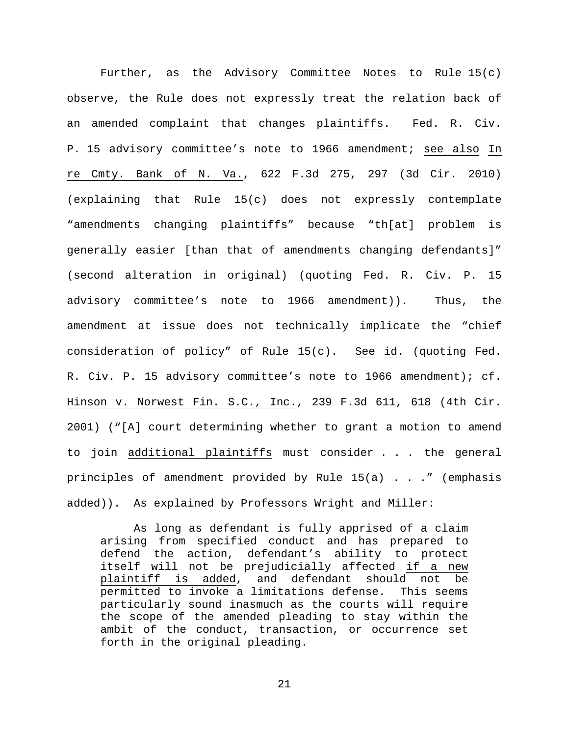Further, as the Advisory Committee Notes to Rule 15(c) observe, the Rule does not expressly treat the relation back of an amended complaint that changes <u>plaintiffs</u>. Fed. R. Civ. P. 15 advisory committee's note to 1966 amendment; <u>see also</u> <u>In re Cmty. Bank of N. Va.</u>, 622 F.3d 275, 297 (3d Cir. 2010) (explaining that Rule 15(c) does not expressly contemplate "amendments changing plaintiffs" because "th[at] problem is generally easier [than that of amendments changing defendants]" (second alteration in original) (quoting Fed. R. Civ. P. 15 advisory committee's note to 1966 amendment)). Thus, the amendment at issue does not technically implicate the "chief consideration of policy" of Rule 15(c). <u>See</u> <u>id.</u> (quoting Fed. R. Civ. P. 15 advisory committee's note to 1966 amendment); <u>cf.</u> <u>Hinson v. Norwest Fin. S.C., Inc.</u>, 239 F.3d 611, 618 (4th Cir. 2001) ("[A] court determining whether to grant a motion to amend to join <u>additional plaintiffs</u> must consider . . . the general principles of amendment provided by Rule 15(a) . . ." (emphasis added)). As explained by Professors Wright and Miller:

> As long as defendant is fully apprised of a claim arising from specified conduct and has prepared to defend the action, defendant's ability to protect itself will not be prejudicially affected <u>if a new plaintiff is added</u>, and defendant should not be permitted to invoke a limitations defense. This seems particularly sound inasmuch as the courts will require the scope of the amended pleading to stay within the ambit of the conduct, transaction, or occurrence set forth in the original pleading.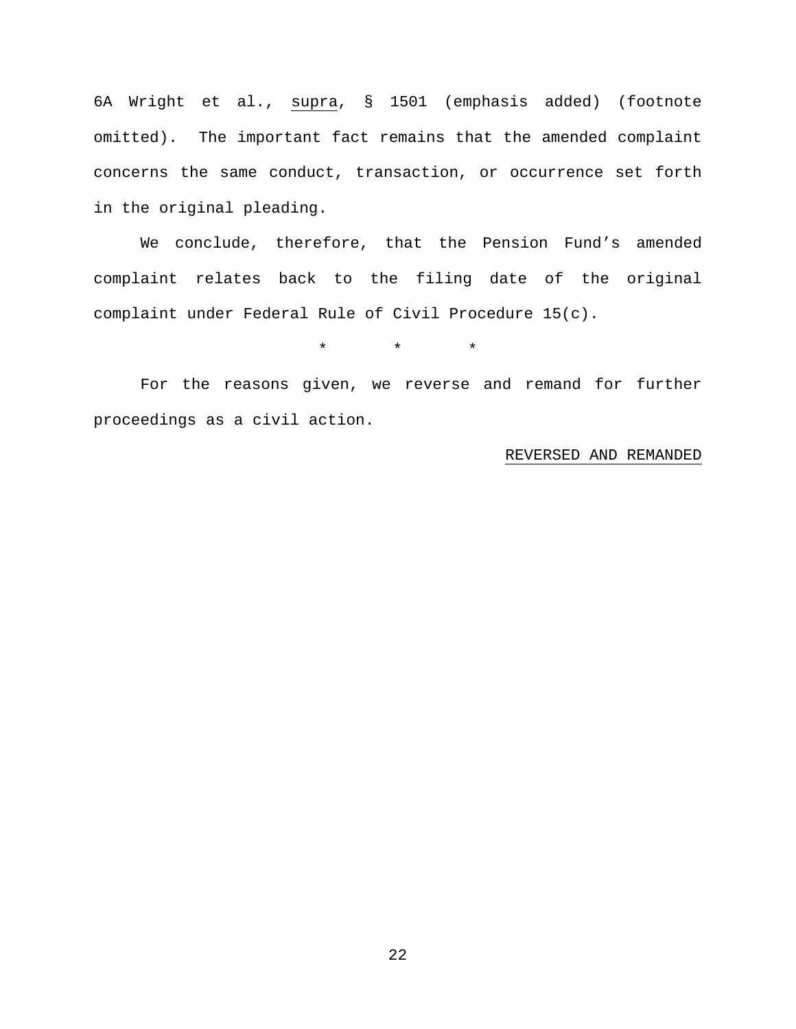6A Wright et al., _supra_, § 1501 (emphasis added) (footnote omitted). The important fact remains that the amended complaint concerns the same conduct, transaction, or occurrence set forth in the original pleading.

We conclude, therefore, that the Pension Fund's amended complaint relates back to the filing date of the original complaint under Federal Rule of Civil Procedure 15(c).

\* \* \*

For the reasons given, we reverse and remand for further proceedings as a civil action.

REVERSED AND REMANDED